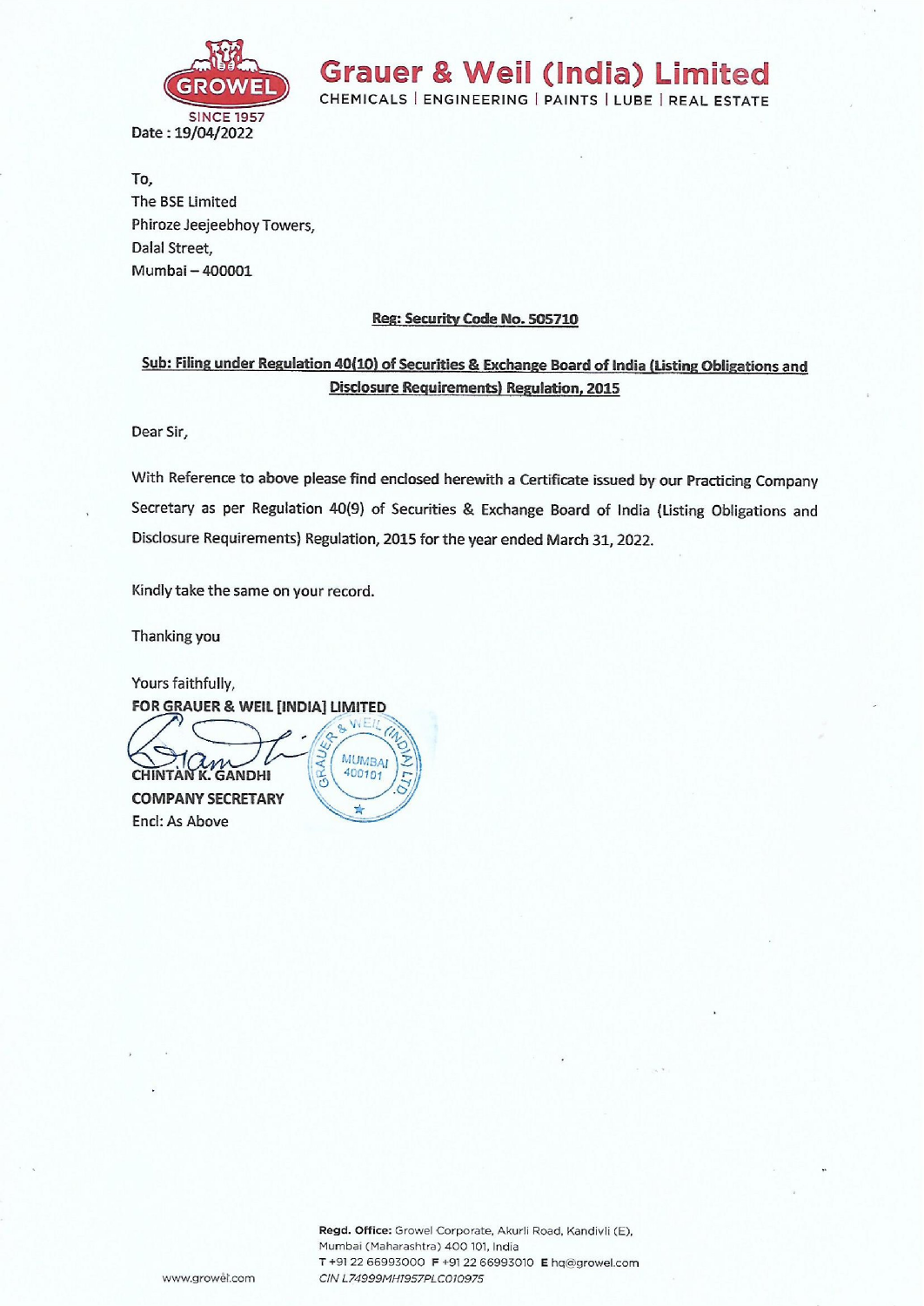# Grauer & Weil (India) Limited

CHEMICALS | ENGINEERING | PAINTS | LUBE | REAL ESTATE

GROWEL SINCE 1957

Date : 19/04/2022

To,
The BSE Limited
Phiroze Jeejeebhoy Towers,
Dalal Street,
Mumbai – 400001

**Reg: Security Code No. 505710**

**Sub: Filing under Regulation 40(10) of Securities & Exchange Board of India (Listing Obligations and Disclosure Requirements) Regulation, 2015**

Dear Sir,

With Reference to above please find enclosed herewith a Certificate issued by our Practicing Company Secretary as per Regulation 40(9) of Securities & Exchange Board of India (Listing Obligations and Disclosure Requirements) Regulation, 2015 for the year ended March 31, 2022.

Kindly take the same on your record.

Thanking you

Yours faithfully,
**FOR GRAUER & WEIL [INDIA] LIMITED**

**CHINTAN K. GANDHI**
**COMPANY SECRETARY**
Encl: As Above

**Regd. Office:** Growel Corporate, Akurli Road, Kandivli (E), Mumbai (Maharashtra) 400 101, India
T +91 22 66993000 F +91 22 66993010 E hq@growel.com
CIN L74999MH1957PLC010975

www.growel.com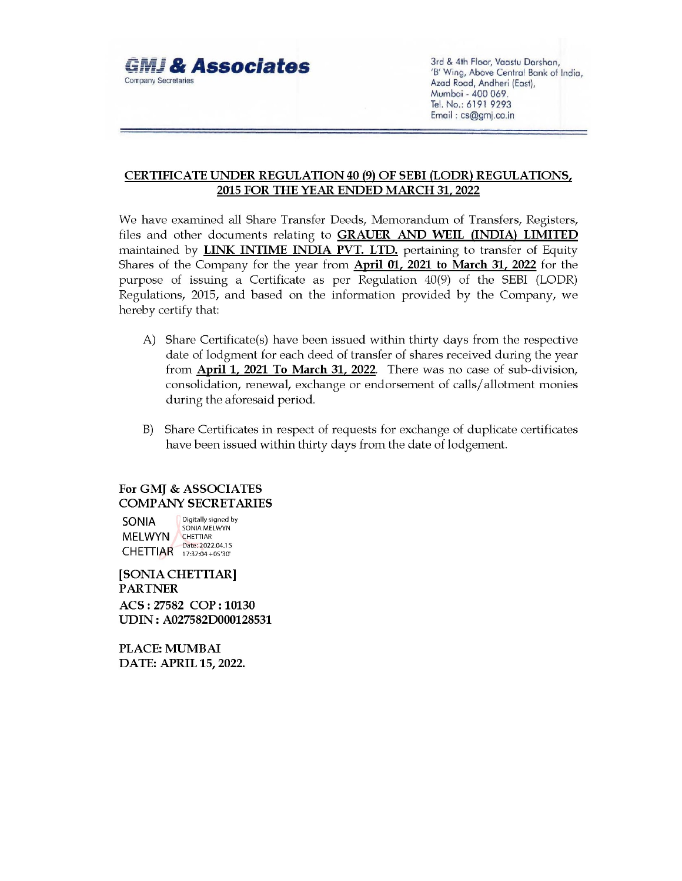**GMJ & Associates**
Company Secretaries

3rd & 4th Floor, Vaastu Darshan,
'B' Wing, Above Central Bank of India,
Azad Road, Andheri (East),
Mumbai - 400 069.
Tel. No.: 6191 9293
Email : cs@gmj.co.in

## CERTIFICATE UNDER REGULATION 40 (9) OF SEBI (LODR) REGULATIONS, 2015 FOR THE YEAR ENDED MARCH 31, 2022

We have examined all Share Transfer Deeds, Memorandum of Transfers, Registers, files and other documents relating to **GRAUER AND WEIL (INDIA) LIMITED** maintained by **LINK INTIME INDIA PVT. LTD.** pertaining to transfer of Equity Shares of the Company for the year from **April 01, 2021 to March 31, 2022** for the purpose of issuing a Certificate as per Regulation 40(9) of the SEBI (LODR) Regulations, 2015, and based on the information provided by the Company, we hereby certify that:

A) Share Certificate(s) have been issued within thirty days from the respective date of lodgment for each deed of transfer of shares received during the year from **April 1, 2021 To March 31, 2022**. There was no case of sub-division, consolidation, renewal, exchange or endorsement of calls/allotment monies during the aforesaid period.

B) Share Certificates in respect of requests for exchange of duplicate certificates have been issued within thirty days from the date of lodgement.

**For GMJ & ASSOCIATES**
**COMPANY SECRETARIES**

SONIA MELWYN CHETTIAR
Digitally signed by SONIA MELWYN CHETTIAR
Date: 2022.04.15 17:37:04 +05'30'

**[SONIA CHETTIAR]**
**PARTNER**
**ACS : 27582 COP : 10130**
**UDIN : A027582D000128531**

**PLACE: MUMBAI**
**DATE: APRIL 15, 2022.**